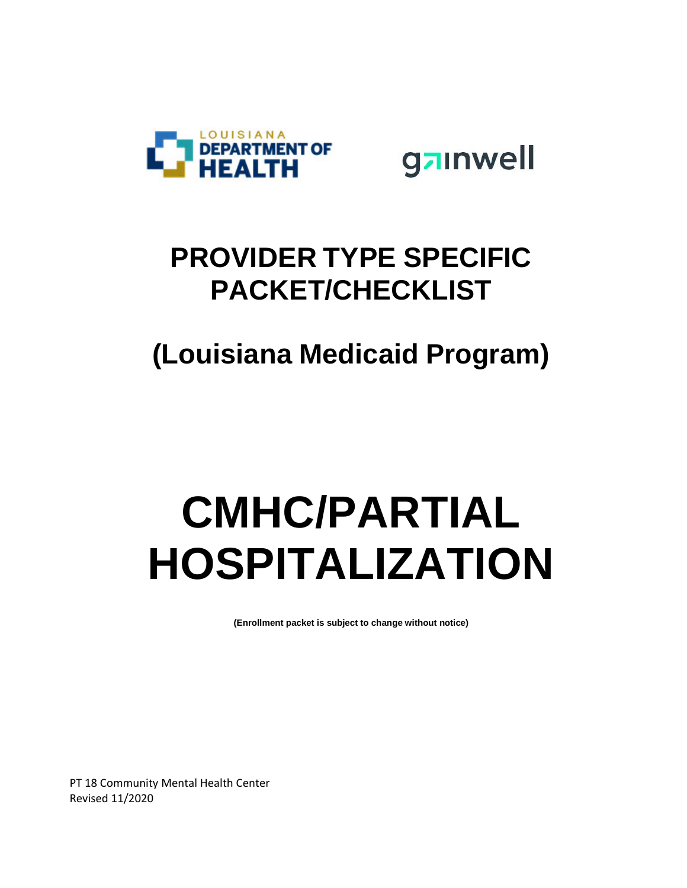LOUISIANA DEPARTMENT OF HEALTH

gainwell

# PROVIDER TYPE SPECIFIC PACKET/CHECKLIST

# (Louisiana Medicaid Program)

# CMHC/PARTIAL HOSPITALIZATION

**(Enrollment packet is subject to change without notice)**

PT 18 Community Mental Health Center
Revised 11/2020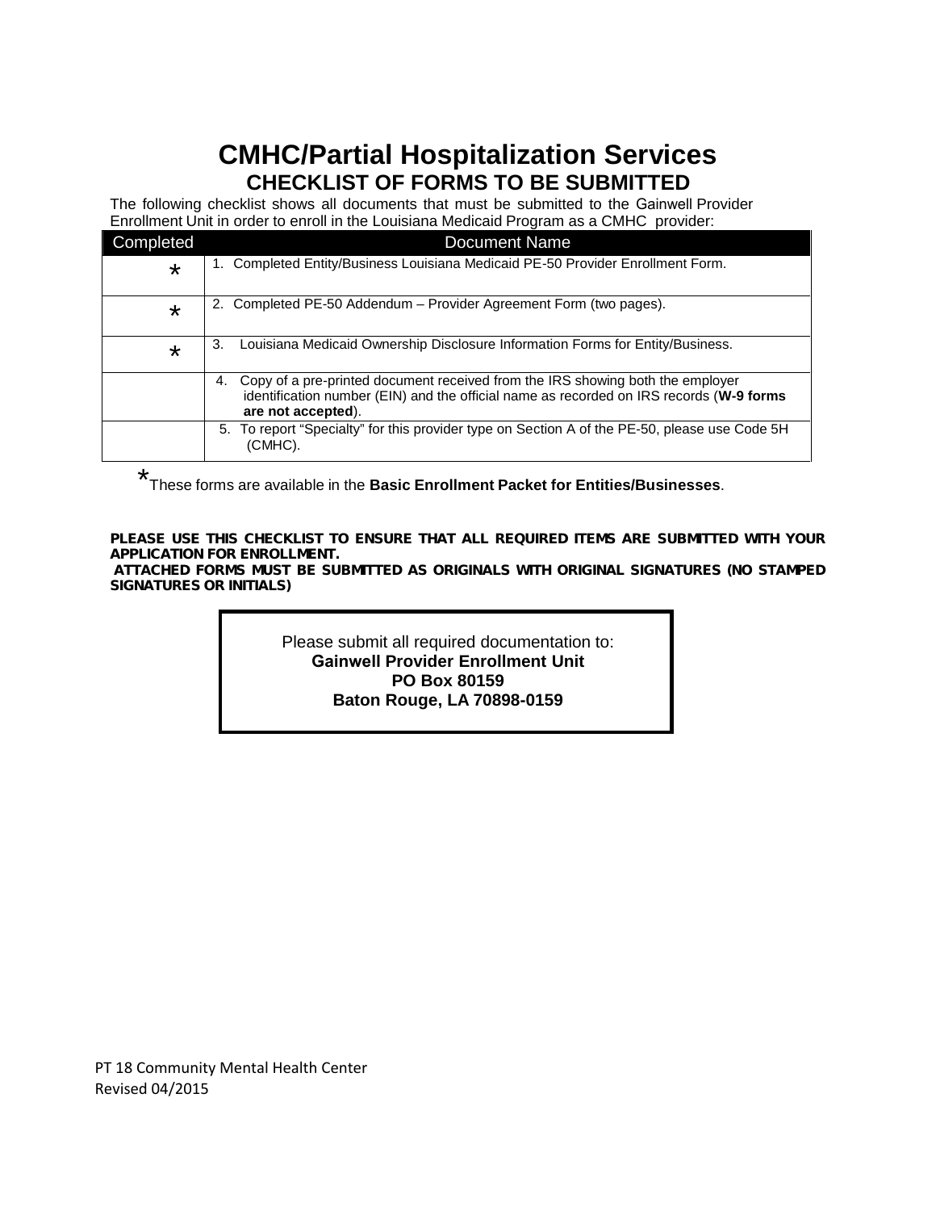# CMHC/Partial Hospitalization Services

## CHECKLIST OF FORMS TO BE SUBMITTED

The following checklist shows all documents that must be submitted to the Gainwell Provider Enrollment Unit in order to enroll in the Louisiana Medicaid Program as a CMHC provider:

| Completed | Document Name |
|---|---|
| * | 1. Completed Entity/Business Louisiana Medicaid PE-50 Provider Enrollment Form. |
| * | 2. Completed PE-50 Addendum – Provider Agreement Form (two pages). |
| * | 3. Louisiana Medicaid Ownership Disclosure Information Forms for Entity/Business. |
| | 4. Copy of a pre-printed document received from the IRS showing both the employer identification number (EIN) and the official name as recorded on IRS records (**W-9 forms are not accepted**). |
| | 5. To report "Specialty" for this provider type on Section A of the PE-50, please use Code 5H (CMHC). |

*These forms are available in the **Basic Enrollment Packet for Entities/Businesses**.

**PLEASE USE THIS CHECKLIST TO ENSURE THAT ALL REQUIRED ITEMS ARE SUBMITTED WITH YOUR APPLICATION FOR ENROLLMENT.**

**ATTACHED FORMS MUST BE SUBMITTED AS ORIGINALS WITH ORIGINAL SIGNATURES (NO STAMPED SIGNATURES OR INITIALS)**

Please submit all required documentation to:
**Gainwell Provider Enrollment Unit**
**PO Box 80159**
**Baton Rouge, LA 70898-0159**

PT 18 Community Mental Health Center
Revised 04/2015